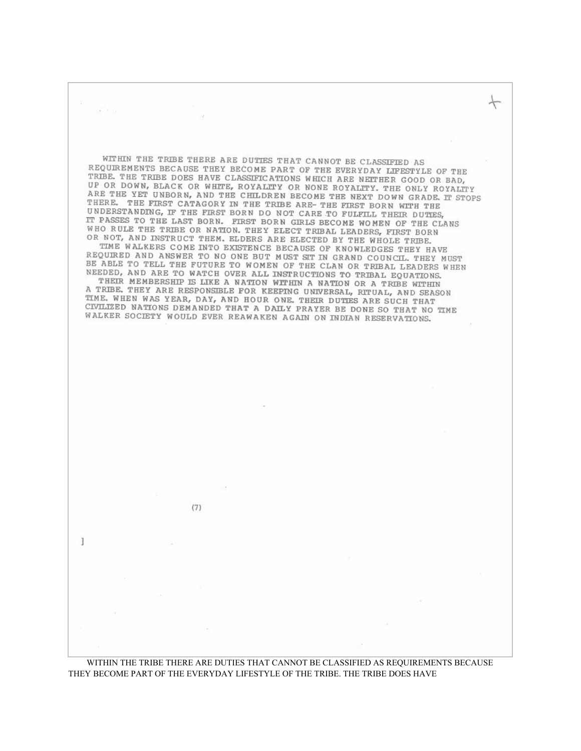WITHIN THE TRIBE THERE ARE DUTIES THAT CANNOT BE CLASSIFIED AS REQUIREMENTS BECAUSE THEY BECOME PART OF THE EVERYDAY LIFESTYLE OF THE TRIBE. THE TRIBE DOES HAVE CLASSIFICATIONS WHICH ARE NEITHER GOOD OR BAD, UP OR DOWN, BLACK OR WHITE, ROYALITY OR NONE ROYALITY. THE ONLY ROYALITY ARE THE YET UNBORN, AND THE CHILDREN BECOME THE NEXT DOWN GRADE. IT STOPS THERE. THE FIRST CATAGORY IN THE TRIBE ARE- THE FIRST BORN WITH THE UNDERSTANDING, IF THE FIRST BORN DO NOT CARE TO FULFILL THEIR DUTIES, IT PASSES TO THE LAST BORN. FIRST BORN GIRLS BECOME WOMEN OF THE CLANS WHO RULE THE TRIBE OR NATION. THEY ELECT TRIBAL LEADERS, FIRST BORN OR NOT, AND INSTRUCT THEM. ELDERS ARE ELECTED BY THE WHOLE TRIBE.

TIME WALKERS COME INTO EXISTENCE BECAUSE OF KNOWLEDGES THEY HAVE REQUIRED AND ANSWER TO NO ONE BUT MUST SIT IN GRAND COUNCIL. THEY MUST BE ABLE TO TELL THE FUTURE TO WOMEN OF THE CLAN OR TRIBAL LEADERS WHEN NEEDED, AND ARE TO WATCH OVER ALL INSTRUCTIONS TO TRIBAL EQUATIONS.

THEIR MEMBERSHIP IS LIKE A NATION WITHIN A NATION OR A TRIBE WITHIN A TRIBE. THEY ARE RESPONSIBLE FOR KEEPING UNIVERSAL, RITUAL, AND SEASON TIME. WHEN WAS YEAR, DAY, AND HOUR ONE. THEIR DUTIES ARE SUCH THAT CIVILIZED NATIONS DEMANDED THAT A DAILY PRAYER BE DONE SO THAT NO TIME WALKER SOCIETY WOULD EVER REAWAKEN AGAIN ON INDIAN RESERVATIONS.

WITHIN THE TRIBE THERE ARE DUTIES THAT CANNOT BE CLASSIFIED AS REQUIREMENTS BECAUSE THEY BECOME PART OF THE EVERYDAY LIFESTYLE OF THE TRIBE. THE TRIBE DOES HAVE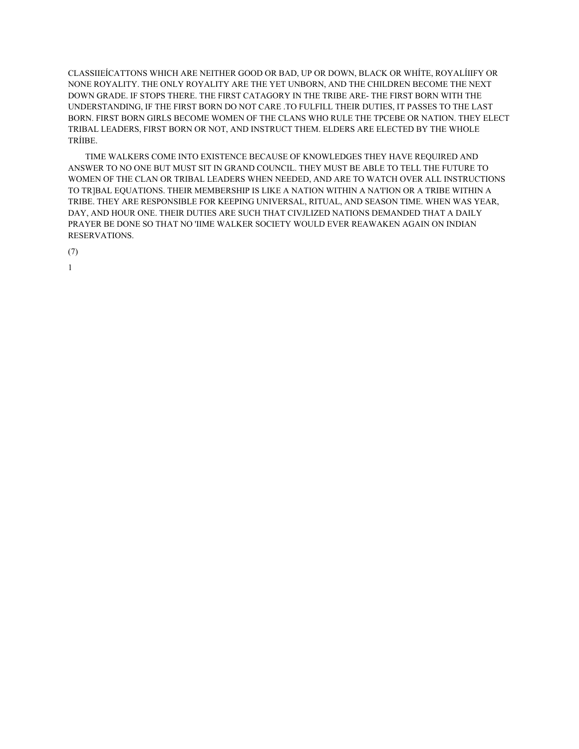CLASSIIEÍCATTONS WHICH ARE NEITHER GOOD OR BAD, UP OR DOWN, BLACK OR WHÍTE, ROYALÍIIFY OR NONE ROYALITY. THE ONLY ROYALITY ARE THE YET UNBORN, AND THE CHILDREN BECOME THE NEXT DOWN GRADE. IF STOPS THERE. THE FIRST CATAGORY IN THE TRIBE ARE- THE FIRST BORN WITH THE UNDERSTANDING, IF THE FIRST BORN DO NOT CARE .TO FULFILL THEIR DUTIES, IT PASSES TO THE LAST BORN. FIRST BORN GIRLS BECOME WOMEN OF THE CLANS WHO RULE THE TPCEBE OR NATION. THEY ELECT TRIBAL LEADERS, FIRST BORN OR NOT, AND INSTRUCT THEM. ELDERS ARE ELECTED BY THE WHOLE TRÍIBE.

TIME WALKERS COME INTO EXISTENCE BECAUSE OF KNOWLEDGES THEY HAVE REQUIRED AND ANSWER TO NO ONE BUT MUST SIT IN GRAND COUNCIL. THEY MUST BE ABLE TO TELL THE FUTURE TO WOMEN OF THE CLAN OR TRIBAL LEADERS WHEN NEEDED, AND ARE TO WATCH OVER ALL INSTRUCTIONS TO TR]BAL EQUATIONS. THEIR MEMBERSHIP IS LIKE A NATION WITHIN A NA'I'ION OR A TRIBE WITHIN A TRIBE. THEY ARE RESPONSIBLE FOR KEEPING UNIVERSAL, RITUAL, AND SEASON TIME. WHEN WAS YEAR, DAY, AND HOUR ONE. THEIR DUTIES ARE SUCH THAT CIVJLIZED NATIONS DEMANDED THAT A DAILY PRAYER BE DONE SO THAT NO 'IIME WALKER SOCIETY WOULD EVER REAWAKEN AGAIN ON INDIAN RESERVATIONS.

(7)